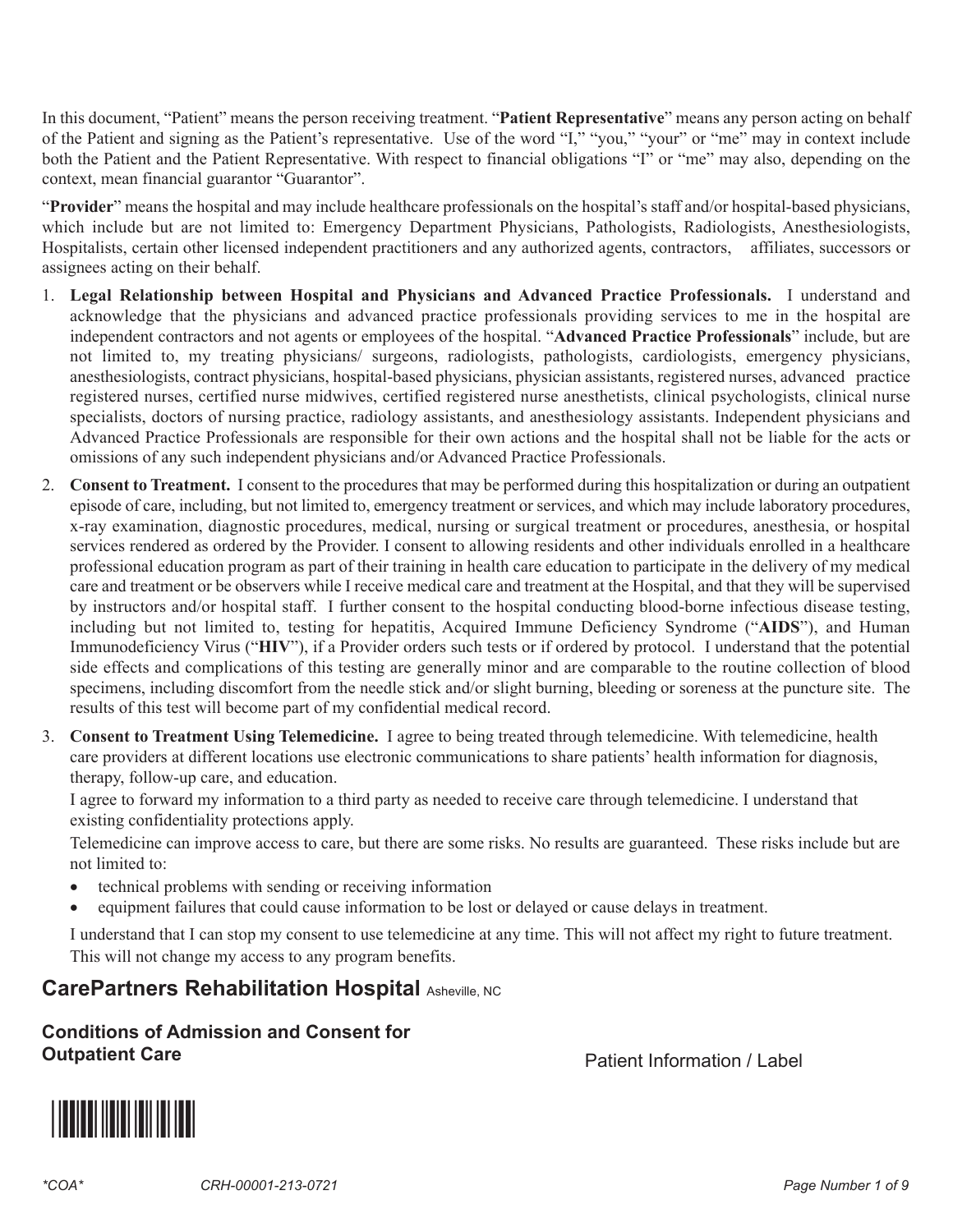In this document, "Patient" means the person receiving treatment. "**Patient Representative**" means any person acting on behalf of the Patient and signing as the Patient's representative. Use of the word "I," "you," "your" or "me" may in context include both the Patient and the Patient Representative. With respect to financial obligations "I" or "me" may also, depending on the context, mean financial guarantor "Guarantor".

"**Provider**" means the hospital and may include healthcare professionals on the hospital's staff and/or hospital-based physicians, which include but are not limited to: Emergency Department Physicians, Pathologists, Radiologists, Anesthesiologists, Hospitalists, certain other licensed independent practitioners and any authorized agents, contractors, affiliates, successors or assignees acting on their behalf.

1. **Legal Relationship between Hospital and Physicians and Advanced Practice Professionals.** I understand and acknowledge that the physicians and advanced practice professionals providing services to me in the hospital are independent contractors and not agents or employees of the hospital. "**Advanced Practice Professionals**" include, but are not limited to, my treating physicians/ surgeons, radiologists, pathologists, cardiologists, emergency physicians, anesthesiologists, contract physicians, hospital-based physicians, physician assistants, registered nurses, advanced practice registered nurses, certified nurse midwives, certified registered nurse anesthetists, clinical psychologists, clinical nurse specialists, doctors of nursing practice, radiology assistants, and anesthesiology assistants. Independent physicians and Advanced Practice Professionals are responsible for their own actions and the hospital shall not be liable for the acts or omissions of any such independent physicians and/or Advanced Practice Professionals.

2. **Consent to Treatment.** I consent to the procedures that may be performed during this hospitalization or during an outpatient episode of care, including, but not limited to, emergency treatment or services, and which may include laboratory procedures, x-ray examination, diagnostic procedures, medical, nursing or surgical treatment or procedures, anesthesia, or hospital services rendered as ordered by the Provider. I consent to allowing residents and other individuals enrolled in a healthcare professional education program as part of their training in health care education to participate in the delivery of my medical care and treatment or be observers while I receive medical care and treatment at the Hospital, and that they will be supervised by instructors and/or hospital staff. I further consent to the hospital conducting blood-borne infectious disease testing, including but not limited to, testing for hepatitis, Acquired Immune Deficiency Syndrome ("**AIDS**"), and Human Immunodeficiency Virus ("**HIV**"), if a Provider orders such tests or if ordered by protocol. I understand that the potential side effects and complications of this testing are generally minor and are comparable to the routine collection of blood specimens, including discomfort from the needle stick and/or slight burning, bleeding or soreness at the puncture site. The results of this test will become part of my confidential medical record.

3. **Consent to Treatment Using Telemedicine.** I agree to being treated through telemedicine. With telemedicine, health care providers at different locations use electronic communications to share patients' health information for diagnosis, therapy, follow-up care, and education.

   I agree to forward my information to a third party as needed to receive care through telemedicine. I understand that existing confidentiality protections apply.

   Telemedicine can improve access to care, but there are some risks. No results are guaranteed. These risks include but are not limited to:

   - technical problems with sending or receiving information
   - equipment failures that could cause information to be lost or delayed or cause delays in treatment.

   I understand that I can stop my consent to use telemedicine at any time. This will not affect my right to future treatment. This will not change my access to any program benefits.

## CarePartners Rehabilitation Hospital Asheville, NC

### Conditions of Admission and Consent for Outpatient Care

Patient Information / Label

*COA* CRH-00001-213-0721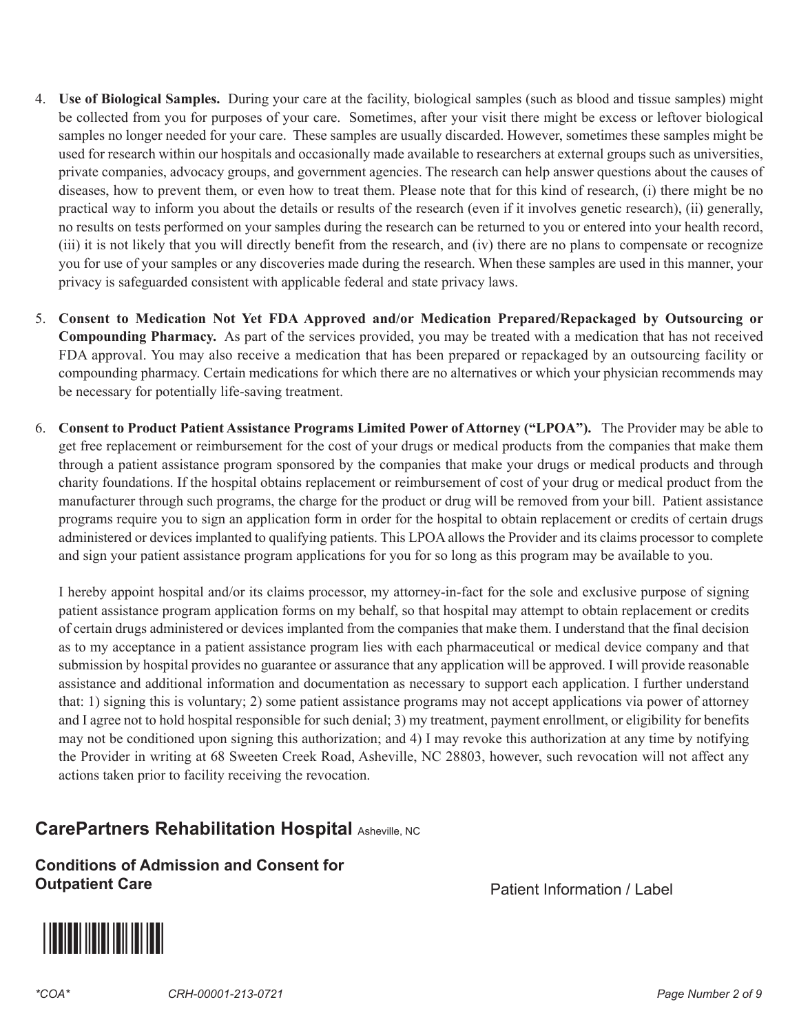4. **Use of Biological Samples.** During your care at the facility, biological samples (such as blood and tissue samples) might be collected from you for purposes of your care. Sometimes, after your visit there might be excess or leftover biological samples no longer needed for your care. These samples are usually discarded. However, sometimes these samples might be used for research within our hospitals and occasionally made available to researchers at external groups such as universities, private companies, advocacy groups, and government agencies. The research can help answer questions about the causes of diseases, how to prevent them, or even how to treat them. Please note that for this kind of research, (i) there might be no practical way to inform you about the details or results of the research (even if it involves genetic research), (ii) generally, no results on tests performed on your samples during the research can be returned to you or entered into your health record, (iii) it is not likely that you will directly benefit from the research, and (iv) there are no plans to compensate or recognize you for use of your samples or any discoveries made during the research. When these samples are used in this manner, your privacy is safeguarded consistent with applicable federal and state privacy laws.

5. **Consent to Medication Not Yet FDA Approved and/or Medication Prepared/Repackaged by Outsourcing or Compounding Pharmacy.** As part of the services provided, you may be treated with a medication that has not received FDA approval. You may also receive a medication that has been prepared or repackaged by an outsourcing facility or compounding pharmacy. Certain medications for which there are no alternatives or which your physician recommends may be necessary for potentially life-saving treatment.

6. **Consent to Product Patient Assistance Programs Limited Power of Attorney ("LPOA").** The Provider may be able to get free replacement or reimbursement for the cost of your drugs or medical products from the companies that make them through a patient assistance program sponsored by the companies that make your drugs or medical products and through charity foundations. If the hospital obtains replacement or reimbursement of cost of your drug or medical product from the manufacturer through such programs, the charge for the product or drug will be removed from your bill. Patient assistance programs require you to sign an application form in order for the hospital to obtain replacement or credits of certain drugs administered or devices implanted to qualifying patients. This LPOA allows the Provider and its claims processor to complete and sign your patient assistance program applications for you for so long as this program may be available to you.

   I hereby appoint hospital and/or its claims processor, my attorney-in-fact for the sole and exclusive purpose of signing patient assistance program application forms on my behalf, so that hospital may attempt to obtain replacement or credits of certain drugs administered or devices implanted from the companies that make them. I understand that the final decision as to my acceptance in a patient assistance program lies with each pharmaceutical or medical device company and that submission by hospital provides no guarantee or assurance that any application will be approved. I will provide reasonable assistance and additional information and documentation as necessary to support each application. I further understand that: 1) signing this is voluntary; 2) some patient assistance programs may not accept applications via power of attorney and I agree not to hold hospital responsible for such denial; 3) my treatment, payment enrollment, or eligibility for benefits may not be conditioned upon signing this authorization; and 4) I may revoke this authorization at any time by notifying the Provider in writing at 68 Sweeten Creek Road, Asheville, NC 28803, however, such revocation will not affect any actions taken prior to facility receiving the revocation.

## CarePartners Rehabilitation Hospital Asheville, NC

### Conditions of Admission and Consent for Outpatient Care

Patient Information / Label

*COA* CRH-00001-213-0721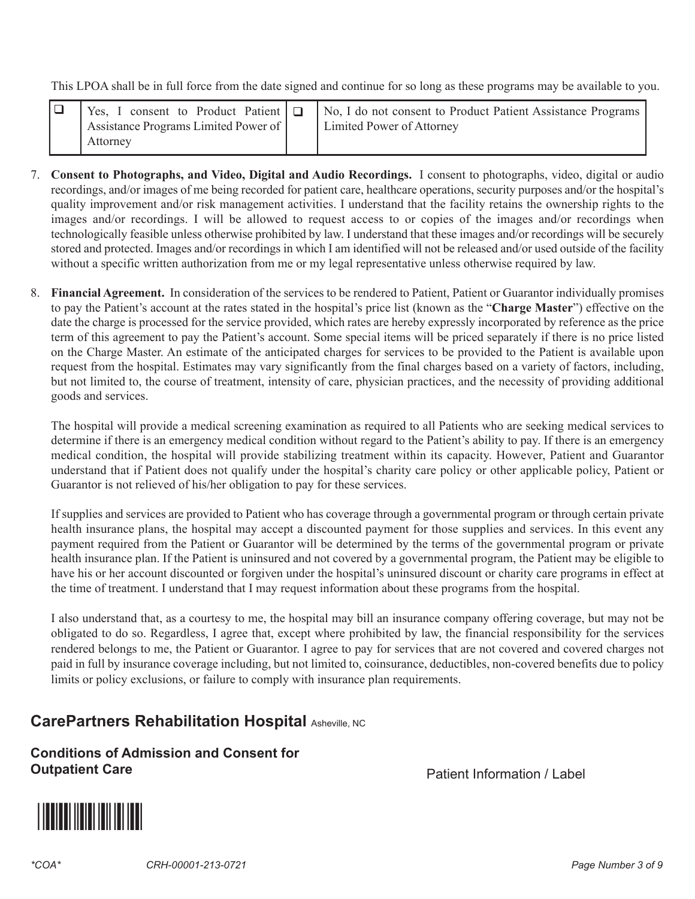This LPOA shall be in full force from the date signed and continue for so long as these programs may be available to you.

| ❑ | Yes, I consent to Product Patient Assistance Programs Limited Power of Attorney | ❑ | No, I do not consent to Product Patient Assistance Programs Limited Power of Attorney |
|---|---|---|---|

7. **Consent to Photographs, and Video, Digital and Audio Recordings.** I consent to photographs, video, digital or audio recordings, and/or images of me being recorded for patient care, healthcare operations, security purposes and/or the hospital's quality improvement and/or risk management activities. I understand that the facility retains the ownership rights to the images and/or recordings. I will be allowed to request access to or copies of the images and/or recordings when technologically feasible unless otherwise prohibited by law. I understand that these images and/or recordings will be securely stored and protected. Images and/or recordings in which I am identified will not be released and/or used outside of the facility without a specific written authorization from me or my legal representative unless otherwise required by law.

8. **Financial Agreement.** In consideration of the services to be rendered to Patient, Patient or Guarantor individually promises to pay the Patient's account at the rates stated in the hospital's price list (known as the "**Charge Master**") effective on the date the charge is processed for the service provided, which rates are hereby expressly incorporated by reference as the price term of this agreement to pay the Patient's account. Some special items will be priced separately if there is no price listed on the Charge Master. An estimate of the anticipated charges for services to be provided to the Patient is available upon request from the hospital. Estimates may vary significantly from the final charges based on a variety of factors, including, but not limited to, the course of treatment, intensity of care, physician practices, and the necessity of providing additional goods and services.

   The hospital will provide a medical screening examination as required to all Patients who are seeking medical services to determine if there is an emergency medical condition without regard to the Patient's ability to pay. If there is an emergency medical condition, the hospital will provide stabilizing treatment within its capacity. However, Patient and Guarantor understand that if Patient does not qualify under the hospital's charity care policy or other applicable policy, Patient or Guarantor is not relieved of his/her obligation to pay for these services.

   If supplies and services are provided to Patient who has coverage through a governmental program or through certain private health insurance plans, the hospital may accept a discounted payment for those supplies and services. In this event any payment required from the Patient or Guarantor will be determined by the terms of the governmental program or private health insurance plan. If the Patient is uninsured and not covered by a governmental program, the Patient may be eligible to have his or her account discounted or forgiven under the hospital's uninsured discount or charity care programs in effect at the time of treatment. I understand that I may request information about these programs from the hospital.

   I also understand that, as a courtesy to me, the hospital may bill an insurance company offering coverage, but may not be obligated to do so. Regardless, I agree that, except where prohibited by law, the financial responsibility for the services rendered belongs to me, the Patient or Guarantor. I agree to pay for services that are not covered and covered charges not paid in full by insurance coverage including, but not limited to, coinsurance, deductibles, non-covered benefits due to policy limits or policy exclusions, or failure to comply with insurance plan requirements.

## CarePartners Rehabilitation Hospital Asheville, NC

### Conditions of Admission and Consent for Outpatient Care

Patient Information / Label

*COA* CRH-00001-213-0721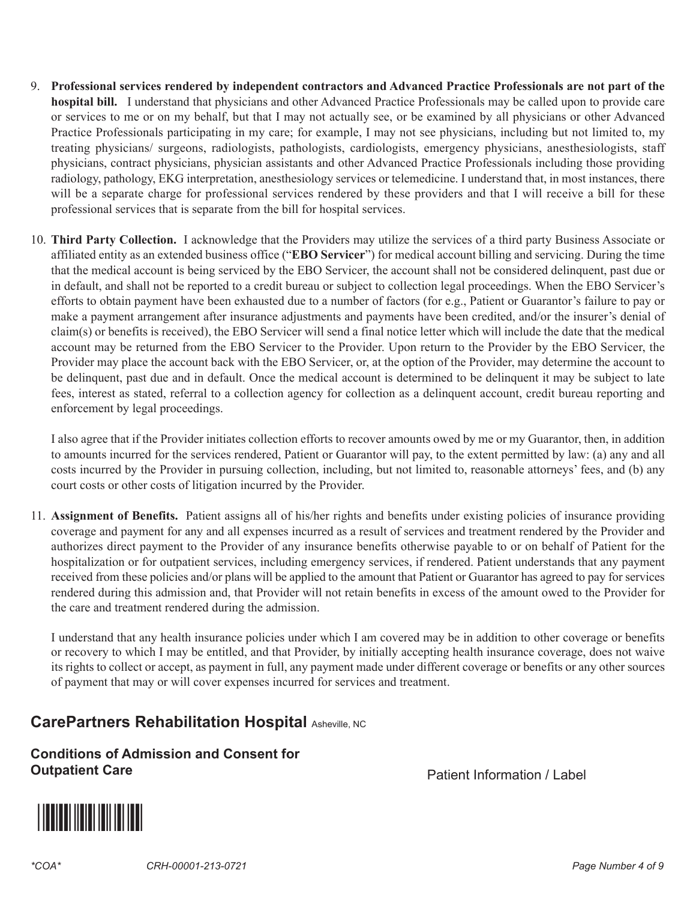9. **Professional services rendered by independent contractors and Advanced Practice Professionals are not part of the hospital bill.** I understand that physicians and other Advanced Practice Professionals may be called upon to provide care or services to me or on my behalf, but that I may not actually see, or be examined by all physicians or other Advanced Practice Professionals participating in my care; for example, I may not see physicians, including but not limited to, my treating physicians/ surgeons, radiologists, pathologists, cardiologists, emergency physicians, anesthesiologists, staff physicians, contract physicians, physician assistants and other Advanced Practice Professionals including those providing radiology, pathology, EKG interpretation, anesthesiology services or telemedicine. I understand that, in most instances, there will be a separate charge for professional services rendered by these providers and that I will receive a bill for these professional services that is separate from the bill for hospital services.

10. **Third Party Collection.** I acknowledge that the Providers may utilize the services of a third party Business Associate or affiliated entity as an extended business office ("**EBO Servicer**") for medical account billing and servicing. During the time that the medical account is being serviced by the EBO Servicer, the account shall not be considered delinquent, past due or in default, and shall not be reported to a credit bureau or subject to collection legal proceedings. When the EBO Servicer's efforts to obtain payment have been exhausted due to a number of factors (for e.g., Patient or Guarantor's failure to pay or make a payment arrangement after insurance adjustments and payments have been credited, and/or the insurer's denial of claim(s) or benefits is received), the EBO Servicer will send a final notice letter which will include the date that the medical account may be returned from the EBO Servicer to the Provider. Upon return to the Provider by the EBO Servicer, the Provider may place the account back with the EBO Servicer, or, at the option of the Provider, may determine the account to be delinquent, past due and in default. Once the medical account is determined to be delinquent it may be subject to late fees, interest as stated, referral to a collection agency for collection as a delinquent account, credit bureau reporting and enforcement by legal proceedings.

    I also agree that if the Provider initiates collection efforts to recover amounts owed by me or my Guarantor, then, in addition to amounts incurred for the services rendered, Patient or Guarantor will pay, to the extent permitted by law: (a) any and all costs incurred by the Provider in pursuing collection, including, but not limited to, reasonable attorneys' fees, and (b) any court costs or other costs of litigation incurred by the Provider.

11. **Assignment of Benefits.** Patient assigns all of his/her rights and benefits under existing policies of insurance providing coverage and payment for any and all expenses incurred as a result of services and treatment rendered by the Provider and authorizes direct payment to the Provider of any insurance benefits otherwise payable to or on behalf of Patient for the hospitalization or for outpatient services, including emergency services, if rendered. Patient understands that any payment received from these policies and/or plans will be applied to the amount that Patient or Guarantor has agreed to pay for services rendered during this admission and, that Provider will not retain benefits in excess of the amount owed to the Provider for the care and treatment rendered during the admission.

    I understand that any health insurance policies under which I am covered may be in addition to other coverage or benefits or recovery to which I may be entitled, and that Provider, by initially accepting health insurance coverage, does not waive its rights to collect or accept, as payment in full, any payment made under different coverage or benefits or any other sources of payment that may or will cover expenses incurred for services and treatment.

## CarePartners Rehabilitation Hospital Asheville, NC

### Conditions of Admission and Consent for Outpatient Care

Patient Information / Label

*COA* CRH-00001-213-0721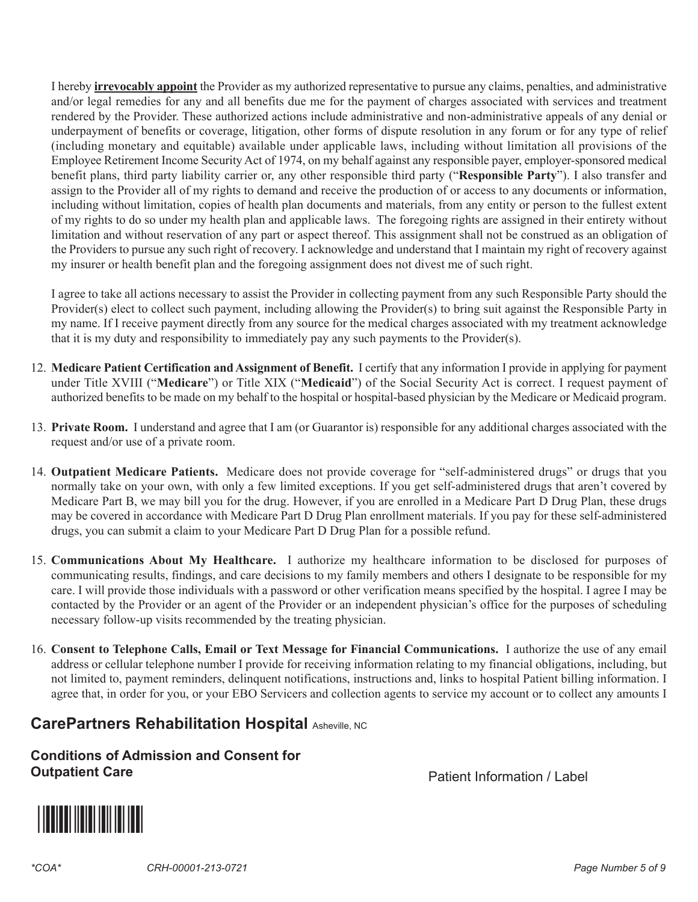I hereby <u>**irrevocably appoint**</u> the Provider as my authorized representative to pursue any claims, penalties, and administrative and/or legal remedies for any and all benefits due me for the payment of charges associated with services and treatment rendered by the Provider. These authorized actions include administrative and non-administrative appeals of any denial or underpayment of benefits or coverage, litigation, other forms of dispute resolution in any forum or for any type of relief (including monetary and equitable) available under applicable laws, including without limitation all provisions of the Employee Retirement Income Security Act of 1974, on my behalf against any responsible payer, employer-sponsored medical benefit plans, third party liability carrier or, any other responsible third party ("**Responsible Party**"). I also transfer and assign to the Provider all of my rights to demand and receive the production of or access to any documents or information, including without limitation, copies of health plan documents and materials, from any entity or person to the fullest extent of my rights to do so under my health plan and applicable laws. The foregoing rights are assigned in their entirety without limitation and without reservation of any part or aspect thereof. This assignment shall not be construed as an obligation of the Providers to pursue any such right of recovery. I acknowledge and understand that I maintain my right of recovery against my insurer or health benefit plan and the foregoing assignment does not divest me of such right.

I agree to take all actions necessary to assist the Provider in collecting payment from any such Responsible Party should the Provider(s) elect to collect such payment, including allowing the Provider(s) to bring suit against the Responsible Party in my name. If I receive payment directly from any source for the medical charges associated with my treatment acknowledge that it is my duty and responsibility to immediately pay any such payments to the Provider(s).

12. **Medicare Patient Certification and Assignment of Benefit.** I certify that any information I provide in applying for payment under Title XVIII ("**Medicare**") or Title XIX ("**Medicaid**") of the Social Security Act is correct. I request payment of authorized benefits to be made on my behalf to the hospital or hospital-based physician by the Medicare or Medicaid program.

13. **Private Room.** I understand and agree that I am (or Guarantor is) responsible for any additional charges associated with the request and/or use of a private room.

14. **Outpatient Medicare Patients.** Medicare does not provide coverage for "self-administered drugs" or drugs that you normally take on your own, with only a few limited exceptions. If you get self-administered drugs that aren't covered by Medicare Part B, we may bill you for the drug. However, if you are enrolled in a Medicare Part D Drug Plan, these drugs may be covered in accordance with Medicare Part D Drug Plan enrollment materials. If you pay for these self-administered drugs, you can submit a claim to your Medicare Part D Drug Plan for a possible refund.

15. **Communications About My Healthcare.** I authorize my healthcare information to be disclosed for purposes of communicating results, findings, and care decisions to my family members and others I designate to be responsible for my care. I will provide those individuals with a password or other verification means specified by the hospital. I agree I may be contacted by the Provider or an agent of the Provider or an independent physician's office for the purposes of scheduling necessary follow-up visits recommended by the treating physician.

16. **Consent to Telephone Calls, Email or Text Message for Financial Communications.** I authorize the use of any email address or cellular telephone number I provide for receiving information relating to my financial obligations, including, but not limited to, payment reminders, delinquent notifications, instructions and, links to hospital Patient billing information. I agree that, in order for you, or your EBO Servicers and collection agents to service my account or to collect any amounts I

## CarePartners Rehabilitation Hospital Asheville, NC

### Conditions of Admission and Consent for Outpatient Care

Patient Information / Label

*COA* CRH-00001-213-0721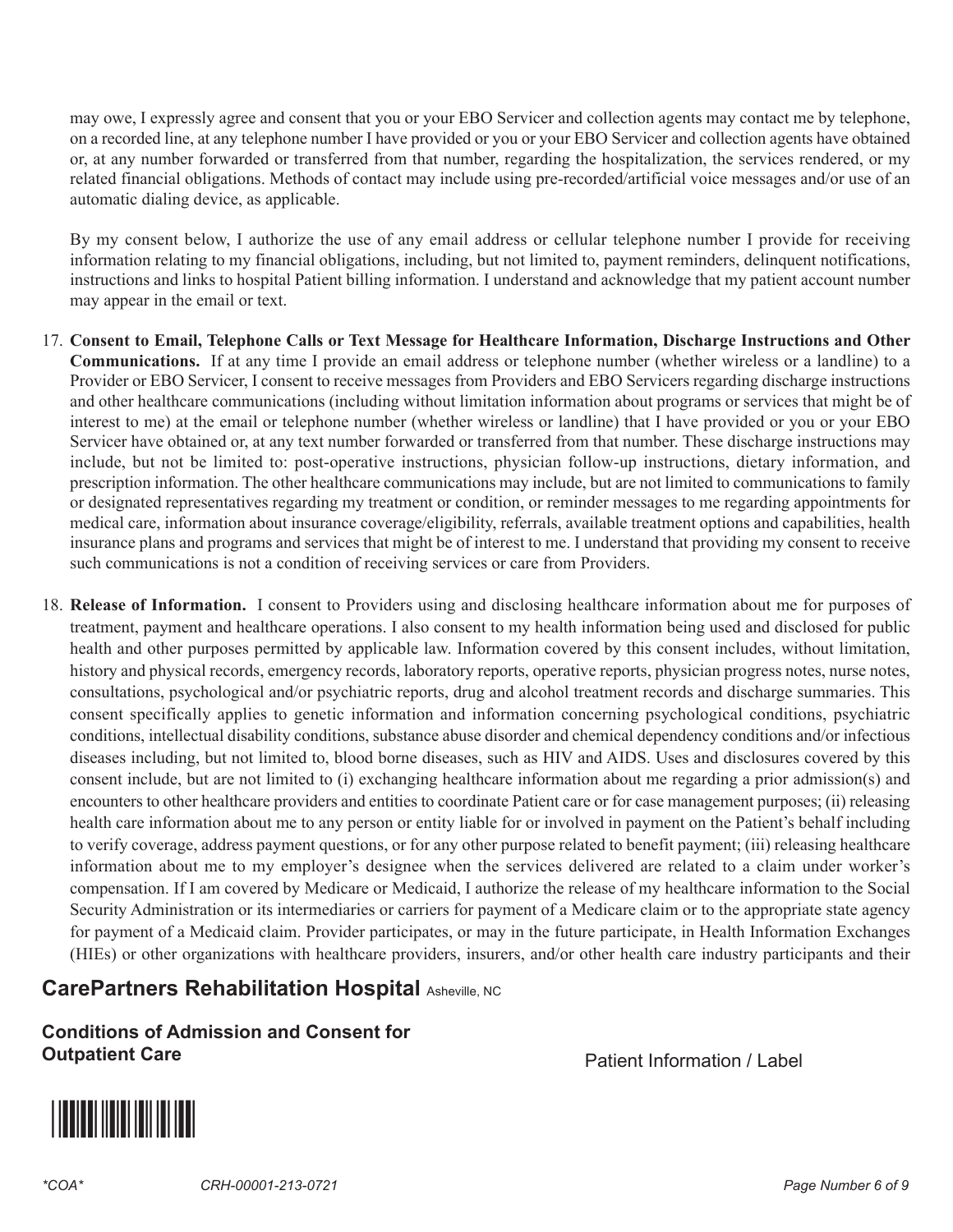may owe, I expressly agree and consent that you or your EBO Servicer and collection agents may contact me by telephone, on a recorded line, at any telephone number I have provided or you or your EBO Servicer and collection agents have obtained or, at any number forwarded or transferred from that number, regarding the hospitalization, the services rendered, or my related financial obligations. Methods of contact may include using pre-recorded/artificial voice messages and/or use of an automatic dialing device, as applicable.

By my consent below, I authorize the use of any email address or cellular telephone number I provide for receiving information relating to my financial obligations, including, but not limited to, payment reminders, delinquent notifications, instructions and links to hospital Patient billing information. I understand and acknowledge that my patient account number may appear in the email or text.

17. **Consent to Email, Telephone Calls or Text Message for Healthcare Information, Discharge Instructions and Other Communications.** If at any time I provide an email address or telephone number (whether wireless or a landline) to a Provider or EBO Servicer, I consent to receive messages from Providers and EBO Servicers regarding discharge instructions and other healthcare communications (including without limitation information about programs or services that might be of interest to me) at the email or telephone number (whether wireless or landline) that I have provided or you or your EBO Servicer have obtained or, at any text number forwarded or transferred from that number. These discharge instructions may include, but not be limited to: post-operative instructions, physician follow-up instructions, dietary information, and prescription information. The other healthcare communications may include, but are not limited to communications to family or designated representatives regarding my treatment or condition, or reminder messages to me regarding appointments for medical care, information about insurance coverage/eligibility, referrals, available treatment options and capabilities, health insurance plans and programs and services that might be of interest to me. I understand that providing my consent to receive such communications is not a condition of receiving services or care from Providers.

18. **Release of Information.** I consent to Providers using and disclosing healthcare information about me for purposes of treatment, payment and healthcare operations. I also consent to my health information being used and disclosed for public health and other purposes permitted by applicable law. Information covered by this consent includes, without limitation, history and physical records, emergency records, laboratory reports, operative reports, physician progress notes, nurse notes, consultations, psychological and/or psychiatric reports, drug and alcohol treatment records and discharge summaries. This consent specifically applies to genetic information and information concerning psychological conditions, psychiatric conditions, intellectual disability conditions, substance abuse disorder and chemical dependency conditions and/or infectious diseases including, but not limited to, blood borne diseases, such as HIV and AIDS. Uses and disclosures covered by this consent include, but are not limited to (i) exchanging healthcare information about me regarding a prior admission(s) and encounters to other healthcare providers and entities to coordinate Patient care or for case management purposes; (ii) releasing health care information about me to any person or entity liable for or involved in payment on the Patient's behalf including to verify coverage, address payment questions, or for any other purpose related to benefit payment; (iii) releasing healthcare information about me to my employer's designee when the services delivered are related to a claim under worker's compensation. If I am covered by Medicare or Medicaid, I authorize the release of my healthcare information to the Social Security Administration or its intermediaries or carriers for payment of a Medicare claim or to the appropriate state agency for payment of a Medicaid claim. Provider participates, or may in the future participate, in Health Information Exchanges (HIEs) or other organizations with healthcare providers, insurers, and/or other health care industry participants and their

**CarePartners Rehabilitation Hospital** Asheville, NC

**Conditions of Admission and Consent for Outpatient Care**

Patient Information / Label

*COA* CRH-00001-213-0721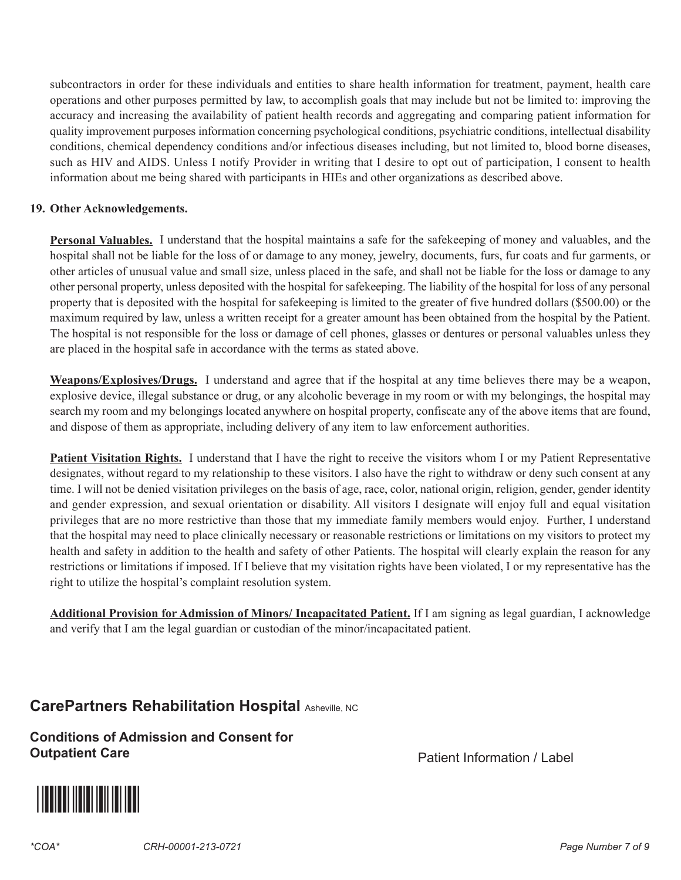subcontractors in order for these individuals and entities to share health information for treatment, payment, health care operations and other purposes permitted by law, to accomplish goals that may include but not be limited to: improving the accuracy and increasing the availability of patient health records and aggregating and comparing patient information for quality improvement purposes information concerning psychological conditions, psychiatric conditions, intellectual disability conditions, chemical dependency conditions and/or infectious diseases including, but not limited to, blood borne diseases, such as HIV and AIDS. Unless I notify Provider in writing that I desire to opt out of participation, I consent to health information about me being shared with participants in HIEs and other organizations as described above.

**19. Other Acknowledgements.**

**Personal Valuables.** I understand that the hospital maintains a safe for the safekeeping of money and valuables, and the hospital shall not be liable for the loss of or damage to any money, jewelry, documents, furs, fur coats and fur garments, or other articles of unusual value and small size, unless placed in the safe, and shall not be liable for the loss or damage to any other personal property, unless deposited with the hospital for safekeeping. The liability of the hospital for loss of any personal property that is deposited with the hospital for safekeeping is limited to the greater of five hundred dollars ($500.00) or the maximum required by law, unless a written receipt for a greater amount has been obtained from the hospital by the Patient. The hospital is not responsible for the loss or damage of cell phones, glasses or dentures or personal valuables unless they are placed in the hospital safe in accordance with the terms as stated above.

**Weapons/Explosives/Drugs.** I understand and agree that if the hospital at any time believes there may be a weapon, explosive device, illegal substance or drug, or any alcoholic beverage in my room or with my belongings, the hospital may search my room and my belongings located anywhere on hospital property, confiscate any of the above items that are found, and dispose of them as appropriate, including delivery of any item to law enforcement authorities.

**Patient Visitation Rights.** I understand that I have the right to receive the visitors whom I or my Patient Representative designates, without regard to my relationship to these visitors. I also have the right to withdraw or deny such consent at any time. I will not be denied visitation privileges on the basis of age, race, color, national origin, religion, gender, gender identity and gender expression, and sexual orientation or disability. All visitors I designate will enjoy full and equal visitation privileges that are no more restrictive than those that my immediate family members would enjoy. Further, I understand that the hospital may need to place clinically necessary or reasonable restrictions or limitations on my visitors to protect my health and safety in addition to the health and safety of other Patients. The hospital will clearly explain the reason for any restrictions or limitations if imposed. If I believe that my visitation rights have been violated, I or my representative has the right to utilize the hospital's complaint resolution system.

**Additional Provision for Admission of Minors/ Incapacitated Patient.** If I am signing as legal guardian, I acknowledge and verify that I am the legal guardian or custodian of the minor/incapacitated patient.

## CarePartners Rehabilitation Hospital Asheville, NC

**Conditions of Admission and Consent for Outpatient Care**

Patient Information / Label

*COA* CRH-00001-213-0721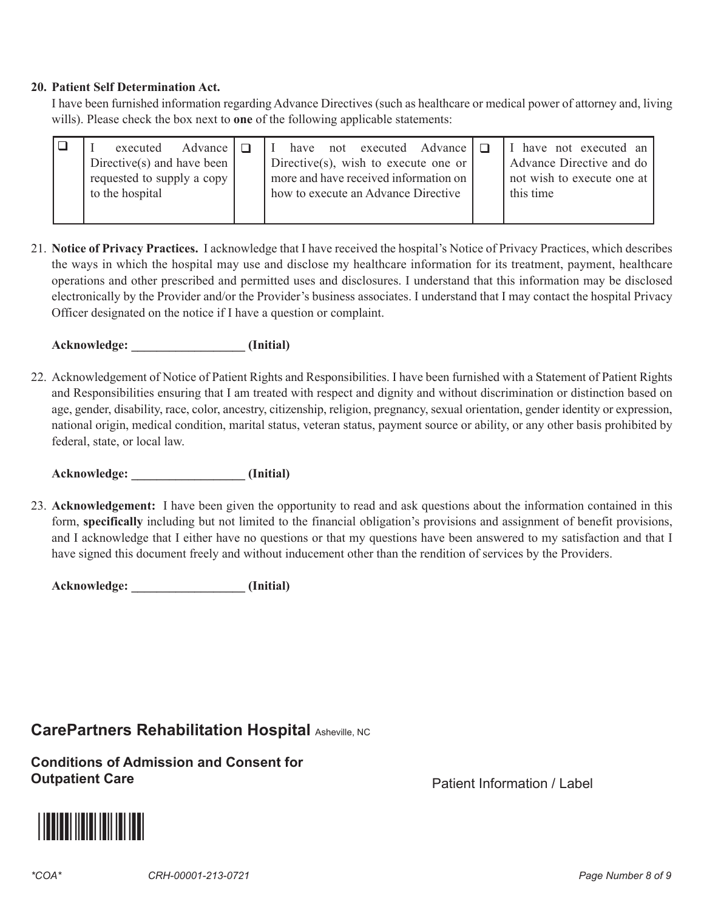**20. Patient Self Determination Act.**

I have been furnished information regarding Advance Directives (such as healthcare or medical power of attorney and, living wills). Please check the box next to **one** of the following applicable statements:

| ❑ | I executed Advance Directive(s) and have been requested to supply a copy to the hospital | ❑ | I have not executed Advance Directive(s), wish to execute one or more and have received information on how to execute an Advance Directive | ❑ | I have not executed an Advance Directive and do not wish to execute one at this time |
|---|---|---|---|---|---|

21. **Notice of Privacy Practices.** I acknowledge that I have received the hospital's Notice of Privacy Practices, which describes the ways in which the hospital may use and disclose my healthcare information for its treatment, payment, healthcare operations and other prescribed and permitted uses and disclosures. I understand that this information may be disclosed electronically by the Provider and/or the Provider's business associates. I understand that I may contact the hospital Privacy Officer designated on the notice if I have a question or complaint.

    **Acknowledge: __________________ (Initial)**

22. Acknowledgement of Notice of Patient Rights and Responsibilities. I have been furnished with a Statement of Patient Rights and Responsibilities ensuring that I am treated with respect and dignity and without discrimination or distinction based on age, gender, disability, race, color, ancestry, citizenship, religion, pregnancy, sexual orientation, gender identity or expression, national origin, medical condition, marital status, veteran status, payment source or ability, or any other basis prohibited by federal, state, or local law.

    **Acknowledge: __________________ (Initial)**

23. **Acknowledgement:** I have been given the opportunity to read and ask questions about the information contained in this form, **specifically** including but not limited to the financial obligation's provisions and assignment of benefit provisions, and I acknowledge that I either have no questions or that my questions have been answered to my satisfaction and that I have signed this document freely and without inducement other than the rendition of services by the Providers.

    **Acknowledge: __________________ (Initial)**

## CarePartners Rehabilitation Hospital Asheville, NC

### Conditions of Admission and Consent for Outpatient Care

Patient Information / Label

*COA* CRH-00001-213-0721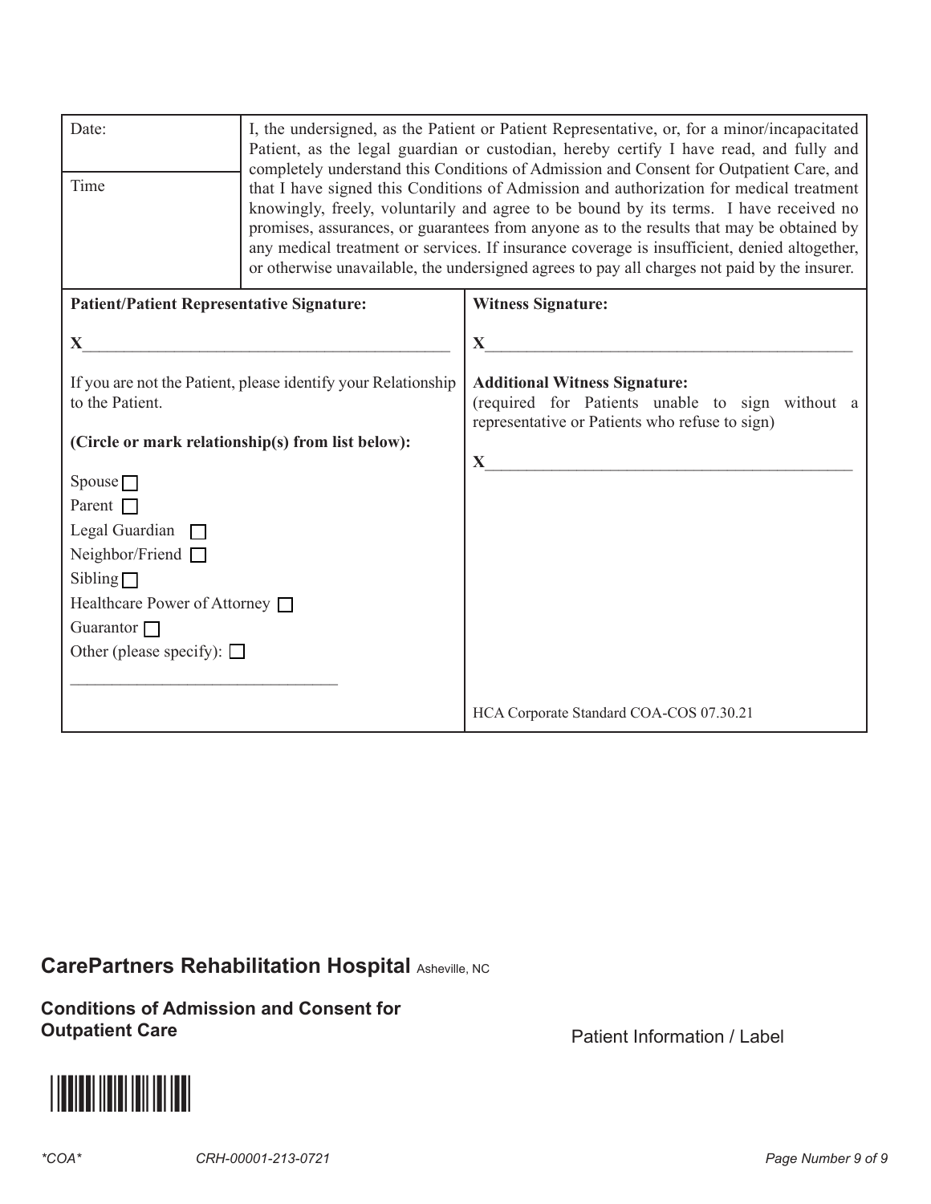| | |
|---|---|
| Date: | I, the undersigned, as the Patient or Patient Representative, or, for a minor/incapacitated Patient, as the legal guardian or custodian, hereby certify I have read, and fully and completely understand this Conditions of Admission and Consent for Outpatient Care, and that I have signed this Conditions of Admission and authorization for medical treatment knowingly, freely, voluntarily and agree to be bound by its terms. I have received no promises, assurances, or guarantees from anyone as to the results that may be obtained by any medical treatment or services. If insurance coverage is insufficient, denied altogether, or otherwise unavailable, the undersigned agrees to pay all charges not paid by the insurer. |
| Time | |

**Patient/Patient Representative Signature:**

**X**\_\_\_\_\_\_\_\_\_\_\_\_\_\_\_\_\_\_\_\_\_\_\_\_\_\_\_\_\_\_\_\_\_\_\_\_\_\_\_\_\_\_

If you are not the Patient, please identify your Relationship to the Patient.

**(Circle or mark relationship(s) from list below):**

- Spouse ☐
- Parent ☐
- Legal Guardian ☐
- Neighbor/Friend ☐
- Sibling ☐
- Healthcare Power of Attorney ☐
- Guarantor ☐
- Other (please specify): ☐

\_\_\_\_\_\_\_\_\_\_\_\_\_\_\_\_\_\_\_\_\_\_\_\_\_\_\_\_\_\_\_\_

**Witness Signature:**

**X**\_\_\_\_\_\_\_\_\_\_\_\_\_\_\_\_\_\_\_\_\_\_\_\_\_\_\_\_\_\_\_\_\_\_\_\_\_\_\_\_\_\_

**Additional Witness Signature:**
(required for Patients unable to sign without a representative or Patients who refuse to sign)

**X**\_\_\_\_\_\_\_\_\_\_\_\_\_\_\_\_\_\_\_\_\_\_\_\_\_\_\_\_\_\_\_\_\_\_\_\_\_\_\_\_\_\_

HCA Corporate Standard COA-COS 07.30.21

**CarePartners Rehabilitation Hospital** Asheville, NC

**Conditions of Admission and Consent for Outpatient Care**

Patient Information / Label

*COA*

CRH-00001-213-0721